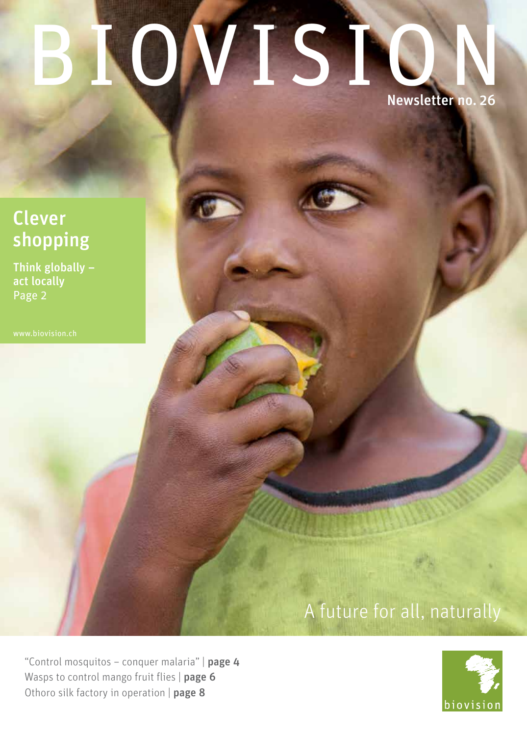# BIOVISION

Newsletter no. 26

## Clever shopping

**Think globally – act locally**
Page 2

www.biovision.ch

A future for all, naturally

"Control mosquitos – conquer malaria" | **page 4**
Wasps to control mango fruit flies | **page 6**
Othoro silk factory in operation | **page 8**

biovision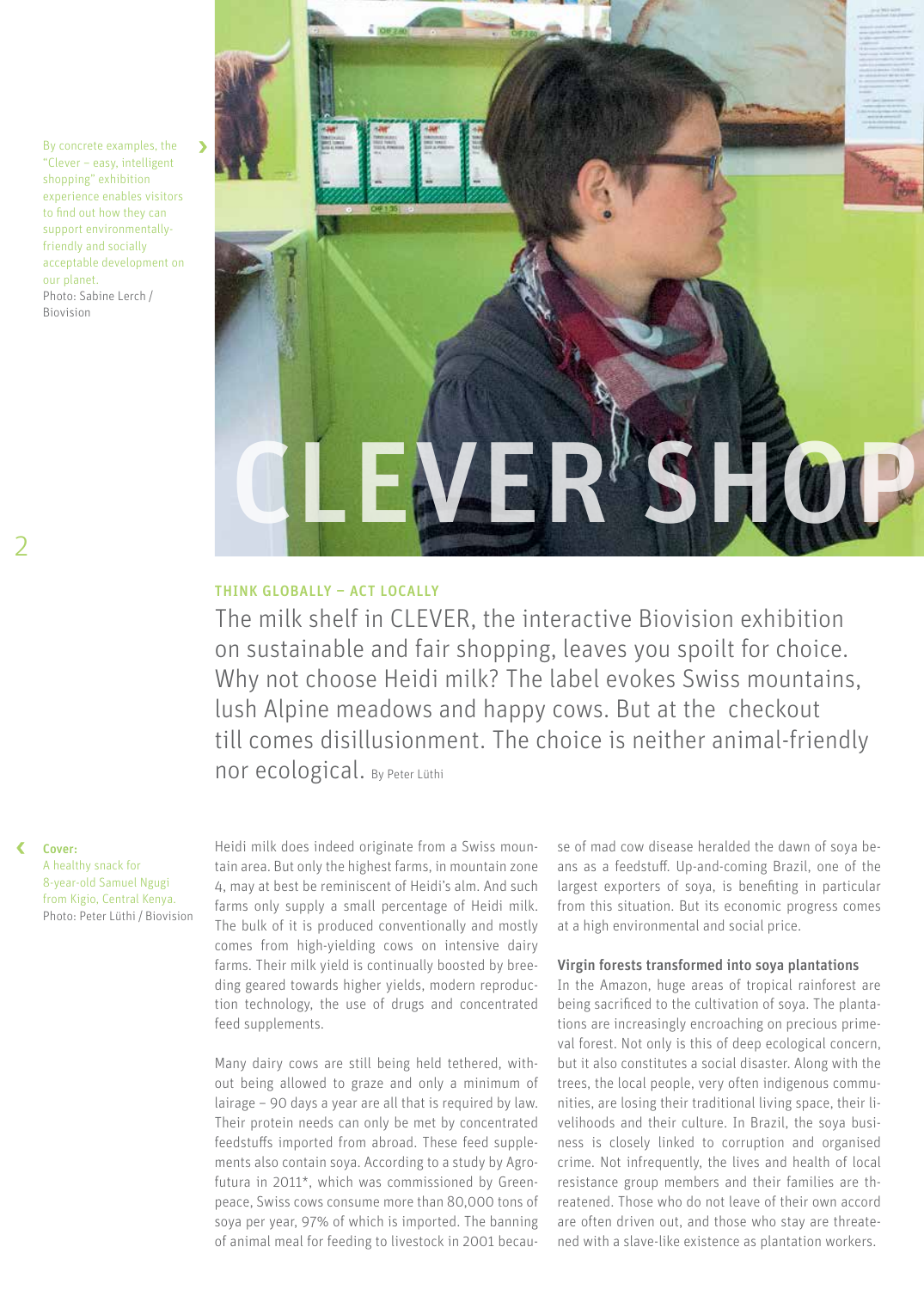By concrete examples, the "Clever – easy, intelligent shopping" exhibition experience enables visitors to find out how they can support environmentally-friendly and socially acceptable development on our planet.
Photo: Sabine Lerch / Biovision

# CLEVER SHOP

THINK GLOBALLY – ACT LOCALLY

The milk shelf in CLEVER, the interactive Biovision exhibition on sustainable and fair shopping, leaves you spoilt for choice. Why not choose Heidi milk? The label evokes Swiss mountains, lush Alpine meadows and happy cows. But at the checkout till comes disillusionment. The choice is neither animal-friendly nor ecological. By Peter Lüthi

**Cover:**
A healthy snack for 8-year-old Samuel Ngugi from Kigio, Central Kenya.
Photo: Peter Lüthi / Biovision

Heidi milk does indeed originate from a Swiss mountain area. But only the highest farms, in mountain zone 4, may at best be reminiscent of Heidi's alm. And such farms only supply a small percentage of Heidi milk. The bulk of it is produced conventionally and mostly comes from high-yielding cows on intensive dairy farms. Their milk yield is continually boosted by breeding geared towards higher yields, modern reproduction technology, the use of drugs and concentrated feed supplements.

Many dairy cows are still being held tethered, without being allowed to graze and only a minimum of lairage – 90 days a year are all that is required by law. Their protein needs can only be met by concentrated feedstuffs imported from abroad. These feed supplements also contain soya. According to a study by Agrofutura in 2011*, which was commissioned by Greenpeace, Swiss cows consume more than 80,000 tons of soya per year, 97% of which is imported. The banning of animal meal for feeding to livestock in 2001 because of mad cow disease heralded the dawn of soya beans as a feedstuff. Up-and-coming Brazil, one of the largest exporters of soya, is benefiting in particular from this situation. But its economic progress comes at a high environmental and social price.

### Virgin forests transformed into soya plantations

In the Amazon, huge areas of tropical rainforest are being sacrificed to the cultivation of soya. The plantations are increasingly encroaching on precious primeval forest. Not only is this of deep ecological concern, but it also constitutes a social disaster. Along with the trees, the local people, very often indigenous communities, are losing their traditional living space, their livelihoods and their culture. In Brazil, the soya business is closely linked to corruption and organised crime. Not infrequently, the lives and health of local resistance group members and their families are threatened. Those who do not leave of their own accord are often driven out, and those who stay are threatened with a slave-like existence as plantation workers.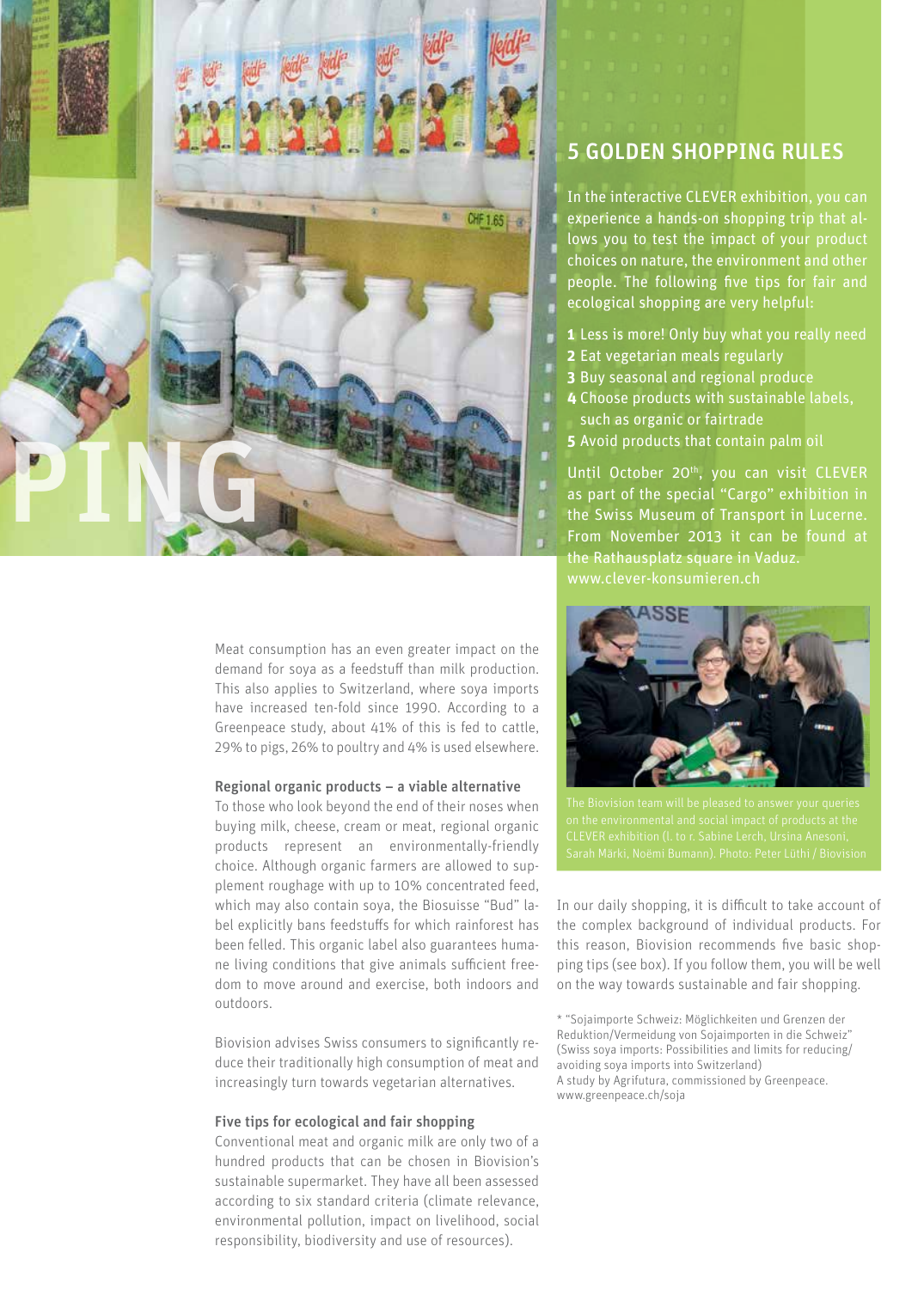PING

## 5 GOLDEN SHOPPING RULES

In the interactive CLEVER exhibition, you can experience a hands-on shopping trip that allows you to test the impact of your product choices on nature, the environment and other people. The following five tips for fair and ecological shopping are very helpful:

1. Less is more! Only buy what you really need
2. Eat vegetarian meals regularly
3. Buy seasonal and regional produce
4. Choose products with sustainable labels, such as organic or fairtrade
5. Avoid products that contain palm oil

Until October 20th, you can visit CLEVER as part of the special "Cargo" exhibition in the Swiss Museum of Transport in Lucerne. From November 2013 it can be found at the Rathausplatz square in Vaduz. www.clever-konsumieren.ch

The Biovision team will be pleased to answer your queries on the environmental and social impact of products at the CLEVER exhibition (l. to r. Sabine Lerch, Ursina Anesoni, Sarah Märki, Noëmi Bumann). Photo: Peter Lüthi / Biovision

Meat consumption has an even greater impact on the demand for soya as a feedstuff than milk production. This also applies to Switzerland, where soya imports have increased ten-fold since 1990. According to a Greenpeace study, about 41% of this is fed to cattle, 29% to pigs, 26% to poultry and 4% is used elsewhere.

### Regional organic products – a viable alternative

To those who look beyond the end of their noses when buying milk, cheese, cream or meat, regional organic products represent an environmentally-friendly choice. Although organic farmers are allowed to supplement roughage with up to 10% concentrated feed, which may also contain soya, the Biosuisse "Bud" label explicitly bans feedstuffs for which rainforest has been felled. This organic label also guarantees humane living conditions that give animals sufficient freedom to move around and exercise, both indoors and outdoors.

Biovision advises Swiss consumers to significantly reduce their traditionally high consumption of meat and increasingly turn towards vegetarian alternatives.

### Five tips for ecological and fair shopping

Conventional meat and organic milk are only two of a hundred products that can be chosen in Biovision's sustainable supermarket. They have all been assessed according to six standard criteria (climate relevance, environmental pollution, impact on livelihood, social responsibility, biodiversity and use of resources).

In our daily shopping, it is difficult to take account of the complex background of individual products. For this reason, Biovision recommends five basic shopping tips (see box). If you follow them, you will be well on the way towards sustainable and fair shopping.

* "Sojaimporte Schweiz: Möglichkeiten und Grenzen der Reduktion/Vermeidung von Sojaimporten in die Schweiz" (Swiss soya imports: Possibilities and limits for reducing/avoiding soya imports into Switzerland)
A study by Agrifutura, commissioned by Greenpeace.
www.greenpeace.ch/soja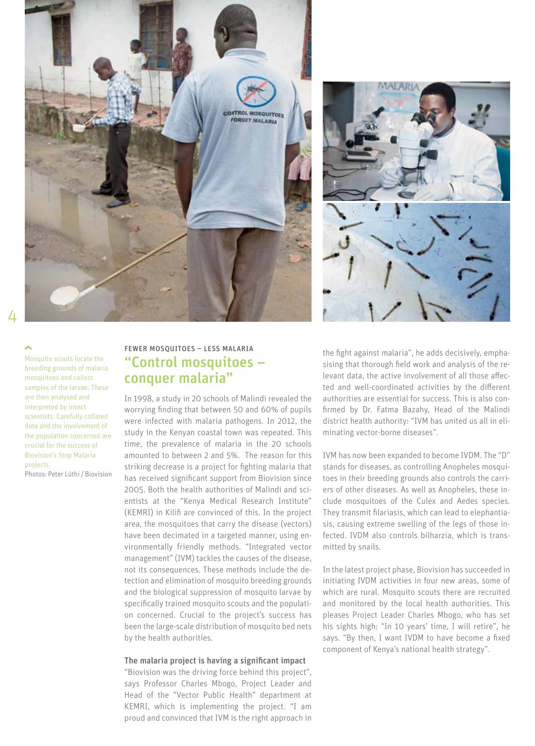Mosquito scouts locate the breeding grounds of malaria mosquitoes and collect samples of the larvae. These are then analysed and interpreted by insect scientists. Carefully collated data and the involvement of the population concerned are crucial for the success of Biovision's Stop Malaria projects.
Photos: Peter Lüthi / Biovision

FEWER MOSQUITOES – LESS MALARIA

## "Control mosquitoes – conquer malaria"

In 1998, a study in 20 schools of Malindi revealed the worrying finding that between 50 and 60% of pupils were infected with malaria pathogens. In 2012, the study in the Kenyan coastal town was repeated. This time, the prevalence of malaria in the 20 schools amounted to between 2 and 5%. The reason for this striking decrease is a project for fighting malaria that has received significant support from Biovision since 2005. Both the health authorities of Malindi and scientists at the "Kenya Medical Research Institute" (KEMRI) in Kilifi are convinced of this. In the project area, the mosquitoes that carry the disease (vectors) have been decimated in a targeted manner, using environmentally friendly methods. "Integrated vector management" (IVM) tackles the causes of the disease, not its consequences. These methods include the detection and elimination of mosquito breeding grounds and the biological suppression of mosquito larvae by specifically trained mosquito scouts and the population concerned. Crucial to the project's success has been the large-scale distribution of mosquito bed nets by the health authorities.

### The malaria project is having a significant impact

"Biovision was the driving force behind this project", says Professor Charles Mbogo, Project Leader and Head of the "Vector Public Health" department at KEMRI, which is implementing the project. "I am proud and convinced that IVM is the right approach in the fight against malaria", he adds decisively, emphasising that thorough field work and analysis of the relevant data, the active involvement of all those affected and well-coordinated activities by the different authorities are essential for success. This is also confirmed by Dr. Fatma Bazahy, Head of the Malindi district health authority: "IVM has united us all in eliminating vector-borne diseases".

IVM has now been expanded to become IVDM. The "D" stands for diseases, as controlling Anopheles mosquitoes in their breeding grounds also controls the carriers of other diseases. As well as Anopheles, these include mosquitoes of the Culex and Aedes species. They transmit filariasis, which can lead to elephantiasis, causing extreme swelling of the legs of those infected. IVDM also controls bilharzia, which is transmitted by snails.

In the latest project phase, Biovision has succeeded in initiating IVDM activities in four new areas, some of which are rural. Mosquito scouts there are recruited and monitored by the local health authorities. This pleases Project Leader Charles Mbogo, who has set his sights high: "In 10 years' time, I will retire", he says. "By then, I want IVDM to have become a fixed component of Kenya's national health strategy".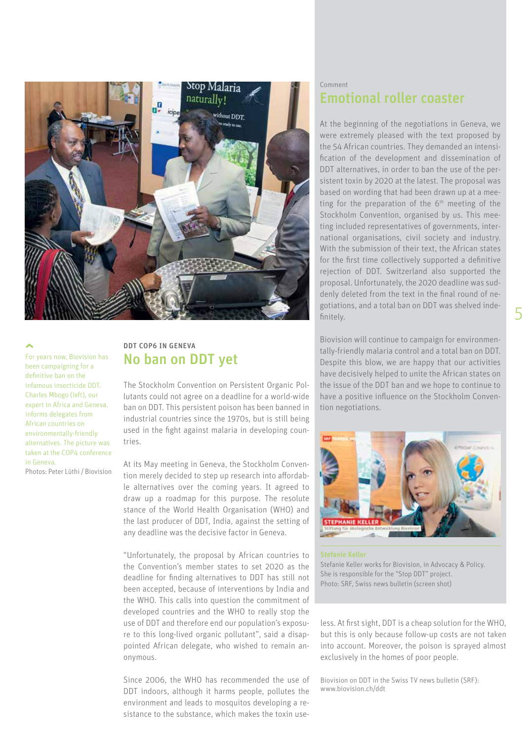For years now, Biovision has been campaigning for a definitive ban on the infamous insecticide DDT. Charles Mbogo (left), our expert in Africa and Geneva, informs delegates from African countries on environmentally-friendly alternatives. The picture was taken at the COP4 conference in Geneva.
Photos: Peter Lüthi / Biovision

DDT COP6 IN GENEVA

## No ban on DDT yet

The Stockholm Convention on Persistent Organic Pollutants could not agree on a deadline for a world-wide ban on DDT. This persistent poison has been banned in industrial countries since the 1970s, but is still being used in the fight against malaria in developing countries.

At its May meeting in Geneva, the Stockholm Convention merely decided to step up research into affordable alternatives over the coming years. It agreed to draw up a roadmap for this purpose. The resolute stance of the World Health Organisation (WHO) and the last producer of DDT, India, against the setting of any deadline was the decisive factor in Geneva.

"Unfortunately, the proposal by African countries to the Convention's member states to set 2020 as the deadline for finding alternatives to DDT has still not been accepted, because of interventions by India and the WHO. This calls into question the commitment of developed countries and the WHO to really stop the use of DDT and therefore end our population's exposure to this long-lived organic pollutant", said a disappointed African delegate, who wished to remain anonymous.

Since 2006, the WHO has recommended the use of DDT indoors, although it harms people, pollutes the environment and leads to mosquitos developing a resistance to the substance, which makes the toxin useless. At first sight, DDT is a cheap solution for the WHO, but this is only because follow-up costs are not taken into account. Moreover, the poison is sprayed almost exclusively in the homes of poor people.

Biovision on DDT in the Swiss TV news bulletin (SRF): www.biovision.ch/ddt

Comment

## Emotional roller coaster

At the beginning of the negotiations in Geneva, we were extremely pleased with the text proposed by the 54 African countries. They demanded an intensification of the development and dissemination of DDT alternatives, in order to ban the use of the persistent toxin by 2020 at the latest. The proposal was based on wording that had been drawn up at a meeting for the preparation of the 6th meeting of the Stockholm Convention, organised by us. This meeting included representatives of governments, international organisations, civil society and industry. With the submission of their text, the African states for the first time collectively supported a definitive rejection of DDT. Switzerland also supported the proposal. Unfortunately, the 2020 deadline was suddenly deleted from the text in the final round of negotiations, and a total ban on DDT was shelved indefinitely.

Biovision will continue to campaign for environmentally-friendly malaria control and a total ban on DDT. Despite this blow, we are happy that our activities have decisively helped to unite the African states on the issue of the DDT ban and we hope to continue to have a positive influence on the Stockholm Convention negotiations.

**Stefanie Keller**
Stefanie Keller works for Biovision, in Advocacy & Policy. She is responsible for the "Stop DDT" project.
Photo: SRF, Swiss news bulletin (screen shot)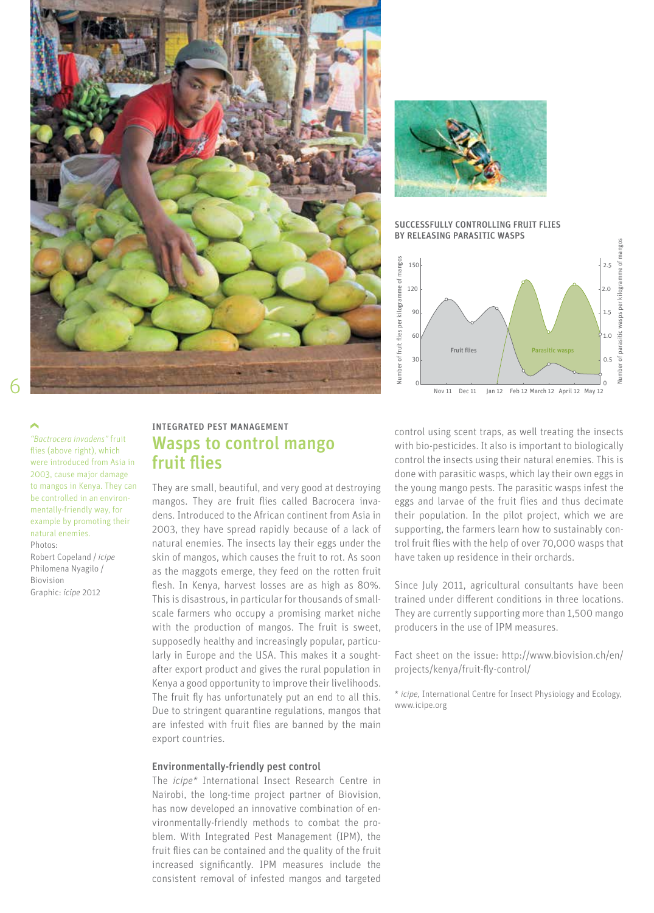## SUCCESSFULLY CONTROLLING FRUIT FLIES BY RELEASING PARASITIC WASPS

*"Bactrocera invadens"* fruit flies (above right), which were introduced from Asia in 2003, cause major damage to mangos in Kenya. They can be controlled in an environmentally-friendly way, for example by promoting their natural enemies.

Photos:
Robert Copeland / *icipe*
Philomena Nyagilo / Biovision
Graphic: *icipe* 2012

INTEGRATED PEST MANAGEMENT

# Wasps to control mango fruit flies

They are small, beautiful, and very good at destroying mangos. They are fruit flies called Bacrocera invadens. Introduced to the African continent from Asia in 2003, they have spread rapidly because of a lack of natural enemies. The insects lay their eggs under the skin of mangos, which causes the fruit to rot. As soon as the maggots emerge, they feed on the rotten fruit flesh. In Kenya, harvest losses are as high as 80%. This is disastrous, in particular for thousands of small-scale farmers who occupy a promising market niche with the production of mangos. The fruit is sweet, supposedly healthy and increasingly popular, particularly in Europe and the USA. This makes it a sought-after export product and gives the rural population in Kenya a good opportunity to improve their livelihoods. The fruit fly has unfortunately put an end to all this. Due to stringent quarantine regulations, mangos that are infested with fruit flies are banned by the main export countries.

### Environmentally-friendly pest control

The *icipe*\* International Insect Research Centre in Nairobi, the long-time project partner of Biovision, has now developed an innovative combination of environmentally-friendly methods to combat the problem. With Integrated Pest Management (IPM), the fruit flies can be contained and the quality of the fruit increased significantly. IPM measures include the consistent removal of infested mangos and targeted control using scent traps, as well treating the insects with bio-pesticides. It also is important to biologically control the insects using their natural enemies. This is done with parasitic wasps, which lay their own eggs in the young mango pests. The parasitic wasps infest the eggs and larvae of the fruit flies and thus decimate their population. In the pilot project, which we are supporting, the farmers learn how to sustainably control fruit flies with the help of over 70,000 wasps that have taken up residence in their orchards.

Since July 2011, agricultural consultants have been trained under different conditions in three locations. They are currently supporting more than 1,500 mango producers in the use of IPM measures.

Fact sheet on the issue: http://www.biovision.ch/en/projects/kenya/fruit-fly-control/

\* *icipe*, International Centre for Insect Physiology and Ecology, www.icipe.org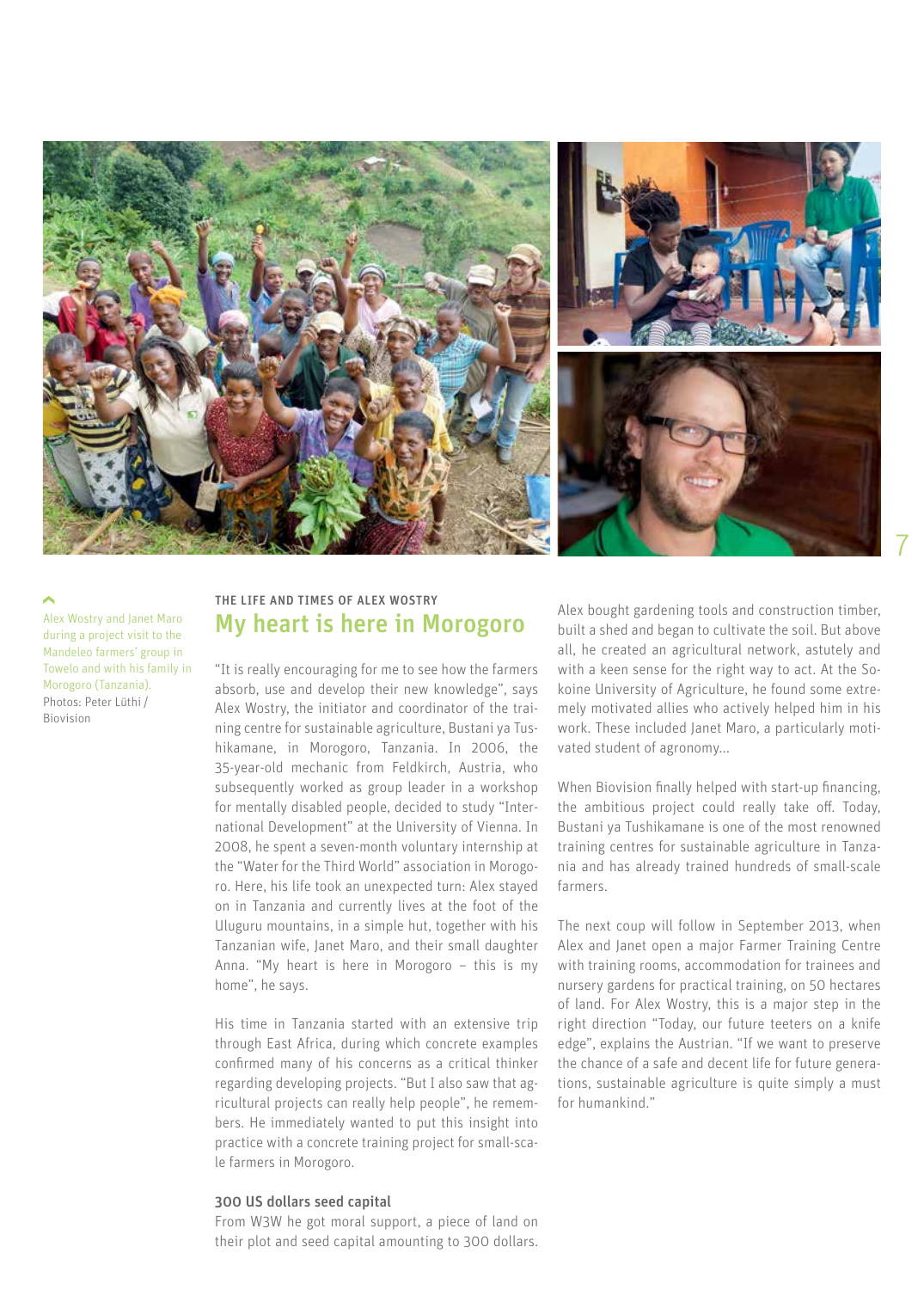Alex Wostry and Janet Maro during a project visit to the Mandeleo farmers' group in Towelo and with his family in Morogoro (Tanzania).
Photos: Peter Lüthi / Biovision

THE LIFE AND TIMES OF ALEX WOSTRY

## My heart is here in Morogoro

"It is really encouraging for me to see how the farmers absorb, use and develop their new knowledge", says Alex Wostry, the initiator and coordinator of the training centre for sustainable agriculture, Bustani ya Tushikamane, in Morogoro, Tanzania. In 2006, the 35-year-old mechanic from Feldkirch, Austria, who subsequently worked as group leader in a workshop for mentally disabled people, decided to study "International Development" at the University of Vienna. In 2008, he spent a seven-month voluntary internship at the "Water for the Third World" association in Morogoro. Here, his life took an unexpected turn: Alex stayed on in Tanzania and currently lives at the foot of the Uluguru mountains, in a simple hut, together with his Tanzanian wife, Janet Maro, and their small daughter Anna. "My heart is here in Morogoro – this is my home", he says.

His time in Tanzania started with an extensive trip through East Africa, during which concrete examples confirmed many of his concerns as a critical thinker regarding developing projects. "But I also saw that agricultural projects can really help people", he remembers. He immediately wanted to put this insight into practice with a concrete training project for small-scale farmers in Morogoro.

### 300 US dollars seed capital

From W3W he got moral support, a piece of land on their plot and seed capital amounting to 300 dollars. Alex bought gardening tools and construction timber, built a shed and began to cultivate the soil. But above all, he created an agricultural network, astutely and with a keen sense for the right way to act. At the Sokoine University of Agriculture, he found some extremely motivated allies who actively helped him in his work. These included Janet Maro, a particularly motivated student of agronomy...

When Biovision finally helped with start-up financing, the ambitious project could really take off. Today, Bustani ya Tushikamane is one of the most renowned training centres for sustainable agriculture in Tanzania and has already trained hundreds of small-scale farmers.

The next coup will follow in September 2013, when Alex and Janet open a major Farmer Training Centre with training rooms, accommodation for trainees and nursery gardens for practical training, on 50 hectares of land. For Alex Wostry, this is a major step in the right direction "Today, our future teeters on a knife edge", explains the Austrian. "If we want to preserve the chance of a safe and decent life for future generations, sustainable agriculture is quite simply a must for humankind."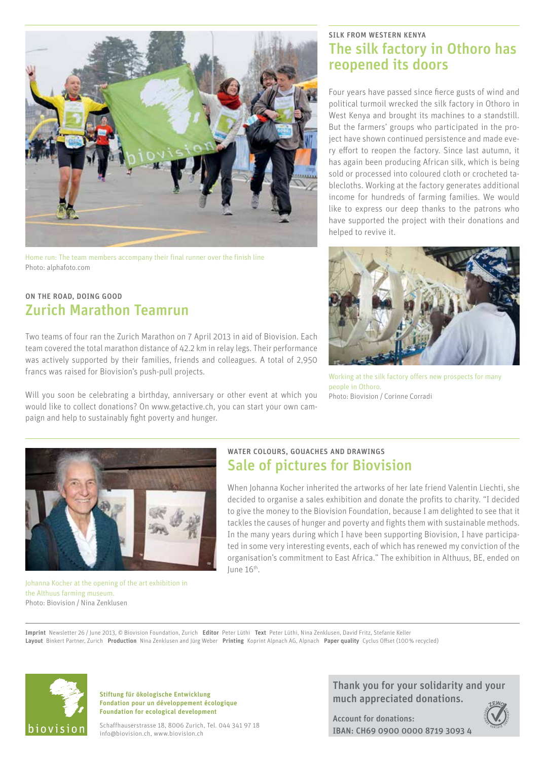Home run: The team members accompany their final runner over the finish line
Photo: alphafoto.com

ON THE ROAD, DOING GOOD

## Zurich Marathon Teamrun

Two teams of four ran the Zurich Marathon on 7 April 2013 in aid of Biovision. Each team covered the total marathon distance of 42.2 km in relay legs. Their performance was actively supported by their families, friends and colleagues. A total of 2,950 francs was raised for Biovision's push-pull projects.

Will you soon be celebrating a birthday, anniversary or other event at which you would like to collect donations? On www.getactive.ch, you can start your own campaign and help to sustainably fight poverty and hunger.

SILK FROM WESTERN KENYA

## The silk factory in Othoro has reopened its doors

Four years have passed since fierce gusts of wind and political turmoil wrecked the silk factory in Othoro in West Kenya and brought its machines to a standstill. But the farmers' groups who participated in the project have shown continued persistence and made every effort to reopen the factory. Since last autumn, it has again been producing African silk, which is being sold or processed into coloured cloth or crocheted tablecloths. Working at the factory generates additional income for hundreds of farming families. We would like to express our deep thanks to the patrons who have supported the project with their donations and helped to revive it.

Working at the silk factory offers new prospects for many people in Othoro.
Photo: Biovision / Corinne Corradi

Johanna Kocher at the opening of the art exhibition in the Althuus farming museum.
Photo: Biovision / Nina Zenklusen

WATER COLOURS, GOUACHES AND DRAWINGS

## Sale of pictures for Biovision

When Johanna Kocher inherited the artworks of her late friend Valentin Liechti, she decided to organise a sales exhibition and donate the profits to charity. "I decided to give the money to the Biovision Foundation, because I am delighted to see that it tackles the causes of hunger and poverty and fights them with sustainable methods. In the many years during which I have been supporting Biovision, I have participated in some very interesting events, each of which has renewed my conviction of the organisation's commitment to East Africa." The exhibition in Althuus, BE, ended on June 16th.

**Imprint** Newsletter 26 / June 2013, © Biovision Foundation, Zurich **Editor** Peter Lüthi **Text** Peter Lüthi, Nina Zenklusen, David Fritz, Stefanie Keller
**Layout** Binkert Partner, Zurich **Production** Nina Zenklusen and Jürg Weber **Printing** Koprint Alpnach AG, Alpnach **Paper quality** Cyclus Offset (100 % recycled)

biovision

Stiftung für ökologische Entwicklung
Fondation pour un développement écologique
Foundation for ecological development

Schaffhauserstrasse 18, 8006 Zurich, Tel. 044 341 97 18
info@biovision.ch, www.biovision.ch

Thank you for your solidarity and your much appreciated donations.

Account for donations:
IBAN: CH69 0900 0000 8719 3093 4